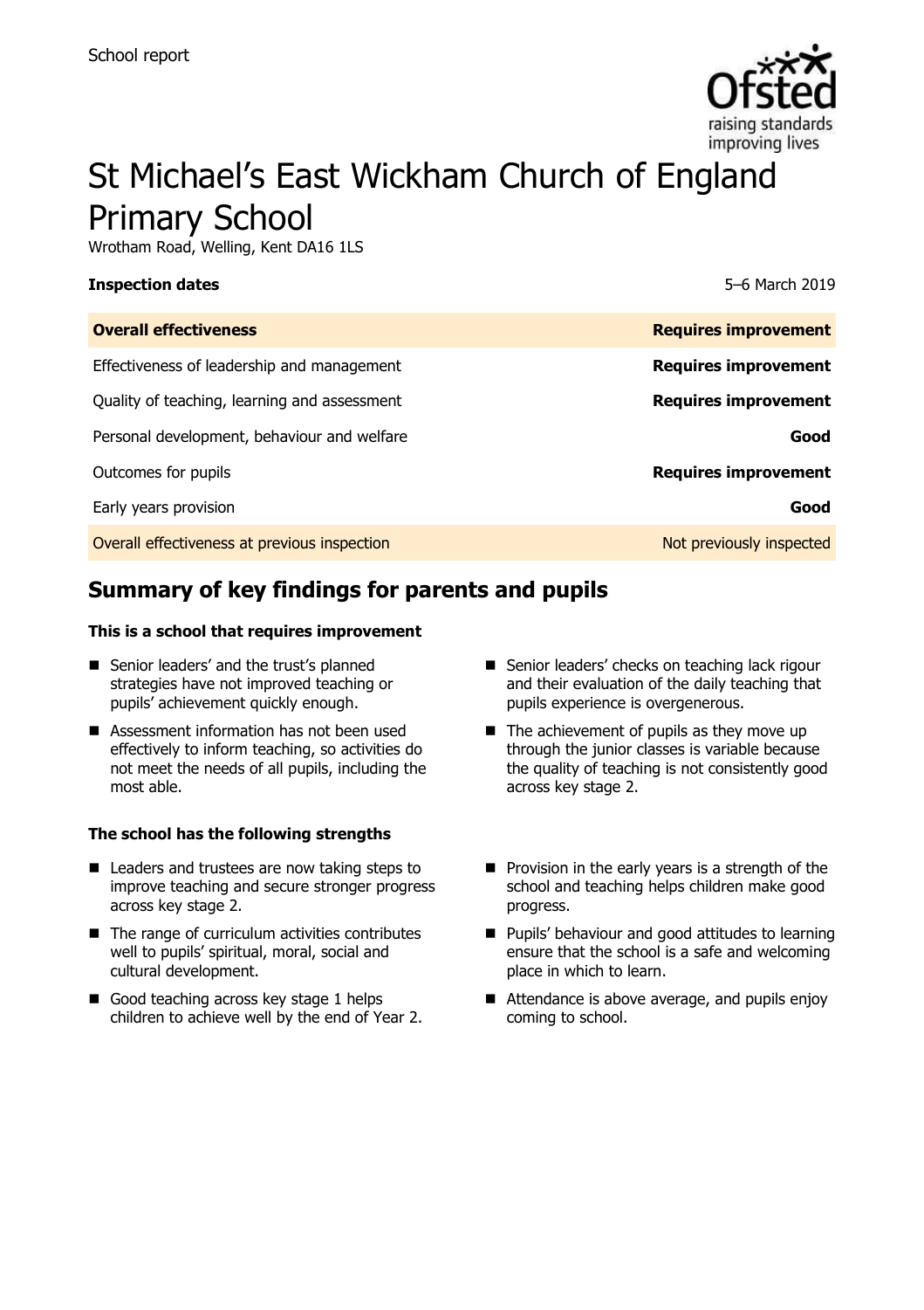School report

# St Michael's East Wickham Church of England Primary School

Wrotham Road, Welling, Kent DA16 1LS

| **Inspection dates** | 5–6 March 2019 |
| --- | --- |
| **Overall effectiveness** | **Requires improvement** |
| Effectiveness of leadership and management | **Requires improvement** |
| Quality of teaching, learning and assessment | **Requires improvement** |
| Personal development, behaviour and welfare | **Good** |
| Outcomes for pupils | **Requires improvement** |
| Early years provision | **Good** |
| Overall effectiveness at previous inspection | Not previously inspected |

## Summary of key findings for parents and pupils

**This is a school that requires improvement**

- Senior leaders' and the trust's planned strategies have not improved teaching or pupils' achievement quickly enough.
- Assessment information has not been used effectively to inform teaching, so activities do not meet the needs of all pupils, including the most able.
- Senior leaders' checks on teaching lack rigour and their evaluation of the daily teaching that pupils experience is overgenerous.
- The achievement of pupils as they move up through the junior classes is variable because the quality of teaching is not consistently good across key stage 2.

**The school has the following strengths**

- Leaders and trustees are now taking steps to improve teaching and secure stronger progress across key stage 2.
- The range of curriculum activities contributes well to pupils' spiritual, moral, social and cultural development.
- Good teaching across key stage 1 helps children to achieve well by the end of Year 2.
- Provision in the early years is a strength of the school and teaching helps children make good progress.
- Pupils' behaviour and good attitudes to learning ensure that the school is a safe and welcoming place in which to learn.
- Attendance is above average, and pupils enjoy coming to school.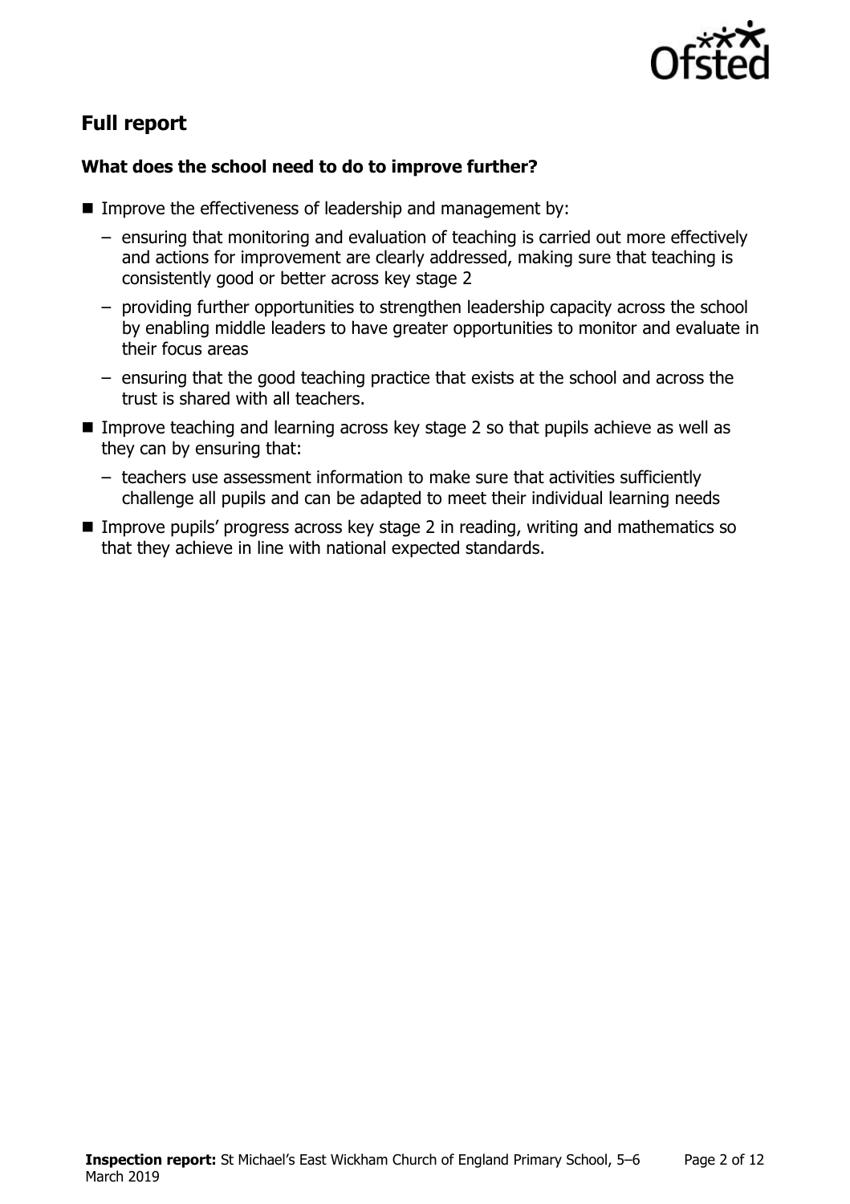## Full report

### What does the school need to do to improve further?

- Improve the effectiveness of leadership and management by:
  - ensuring that monitoring and evaluation of teaching is carried out more effectively and actions for improvement are clearly addressed, making sure that teaching is consistently good or better across key stage 2
  - providing further opportunities to strengthen leadership capacity across the school by enabling middle leaders to have greater opportunities to monitor and evaluate in their focus areas
  - ensuring that the good teaching practice that exists at the school and across the trust is shared with all teachers.
- Improve teaching and learning across key stage 2 so that pupils achieve as well as they can by ensuring that:
  - teachers use assessment information to make sure that activities sufficiently challenge all pupils and can be adapted to meet their individual learning needs
- Improve pupils' progress across key stage 2 in reading, writing and mathematics so that they achieve in line with national expected standards.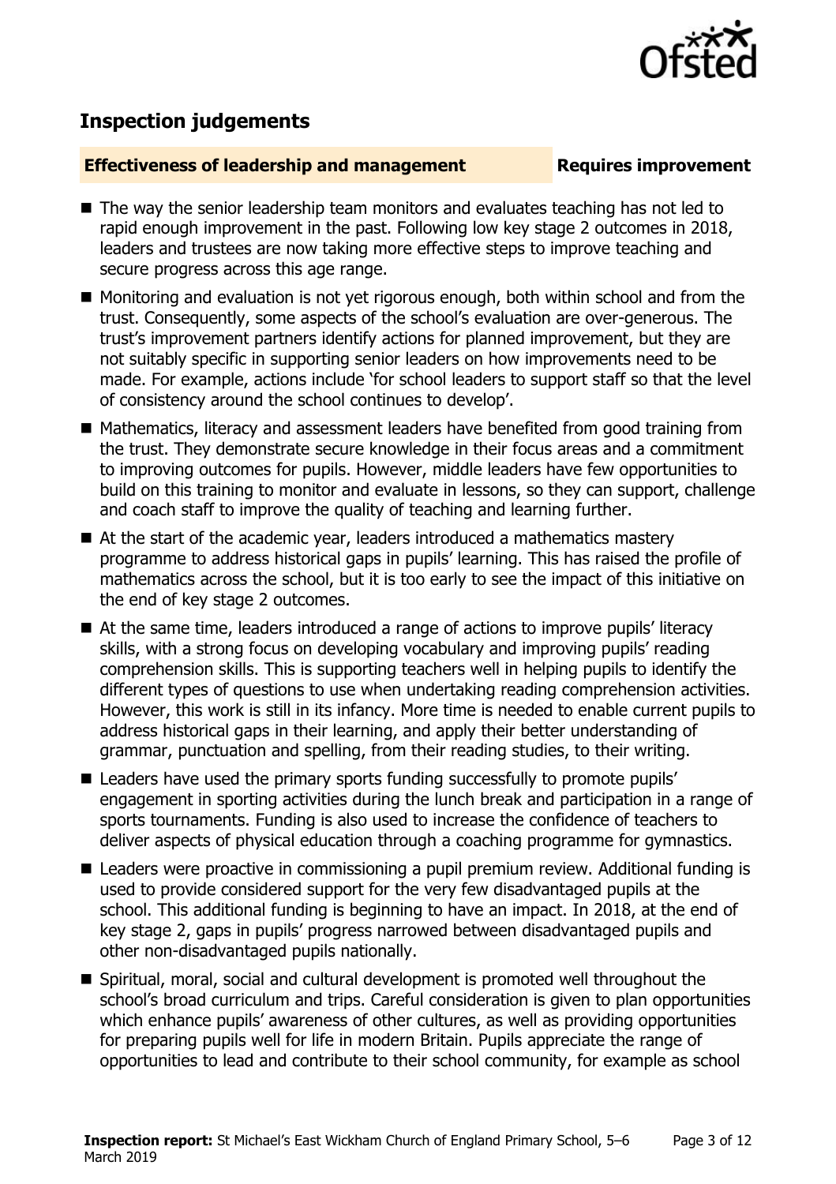## Inspection judgements

**Effectiveness of leadership and management** **Requires improvement**

- The way the senior leadership team monitors and evaluates teaching has not led to rapid enough improvement in the past. Following low key stage 2 outcomes in 2018, leaders and trustees are now taking more effective steps to improve teaching and secure progress across this age range.
- Monitoring and evaluation is not yet rigorous enough, both within school and from the trust. Consequently, some aspects of the school's evaluation are over-generous. The trust's improvement partners identify actions for planned improvement, but they are not suitably specific in supporting senior leaders on how improvements need to be made. For example, actions include 'for school leaders to support staff so that the level of consistency around the school continues to develop'.
- Mathematics, literacy and assessment leaders have benefited from good training from the trust. They demonstrate secure knowledge in their focus areas and a commitment to improving outcomes for pupils. However, middle leaders have few opportunities to build on this training to monitor and evaluate in lessons, so they can support, challenge and coach staff to improve the quality of teaching and learning further.
- At the start of the academic year, leaders introduced a mathematics mastery programme to address historical gaps in pupils' learning. This has raised the profile of mathematics across the school, but it is too early to see the impact of this initiative on the end of key stage 2 outcomes.
- At the same time, leaders introduced a range of actions to improve pupils' literacy skills, with a strong focus on developing vocabulary and improving pupils' reading comprehension skills. This is supporting teachers well in helping pupils to identify the different types of questions to use when undertaking reading comprehension activities. However, this work is still in its infancy. More time is needed to enable current pupils to address historical gaps in their learning, and apply their better understanding of grammar, punctuation and spelling, from their reading studies, to their writing.
- Leaders have used the primary sports funding successfully to promote pupils' engagement in sporting activities during the lunch break and participation in a range of sports tournaments. Funding is also used to increase the confidence of teachers to deliver aspects of physical education through a coaching programme for gymnastics.
- Leaders were proactive in commissioning a pupil premium review. Additional funding is used to provide considered support for the very few disadvantaged pupils at the school. This additional funding is beginning to have an impact. In 2018, at the end of key stage 2, gaps in pupils' progress narrowed between disadvantaged pupils and other non-disadvantaged pupils nationally.
- Spiritual, moral, social and cultural development is promoted well throughout the school's broad curriculum and trips. Careful consideration is given to plan opportunities which enhance pupils' awareness of other cultures, as well as providing opportunities for preparing pupils well for life in modern Britain. Pupils appreciate the range of opportunities to lead and contribute to their school community, for example as school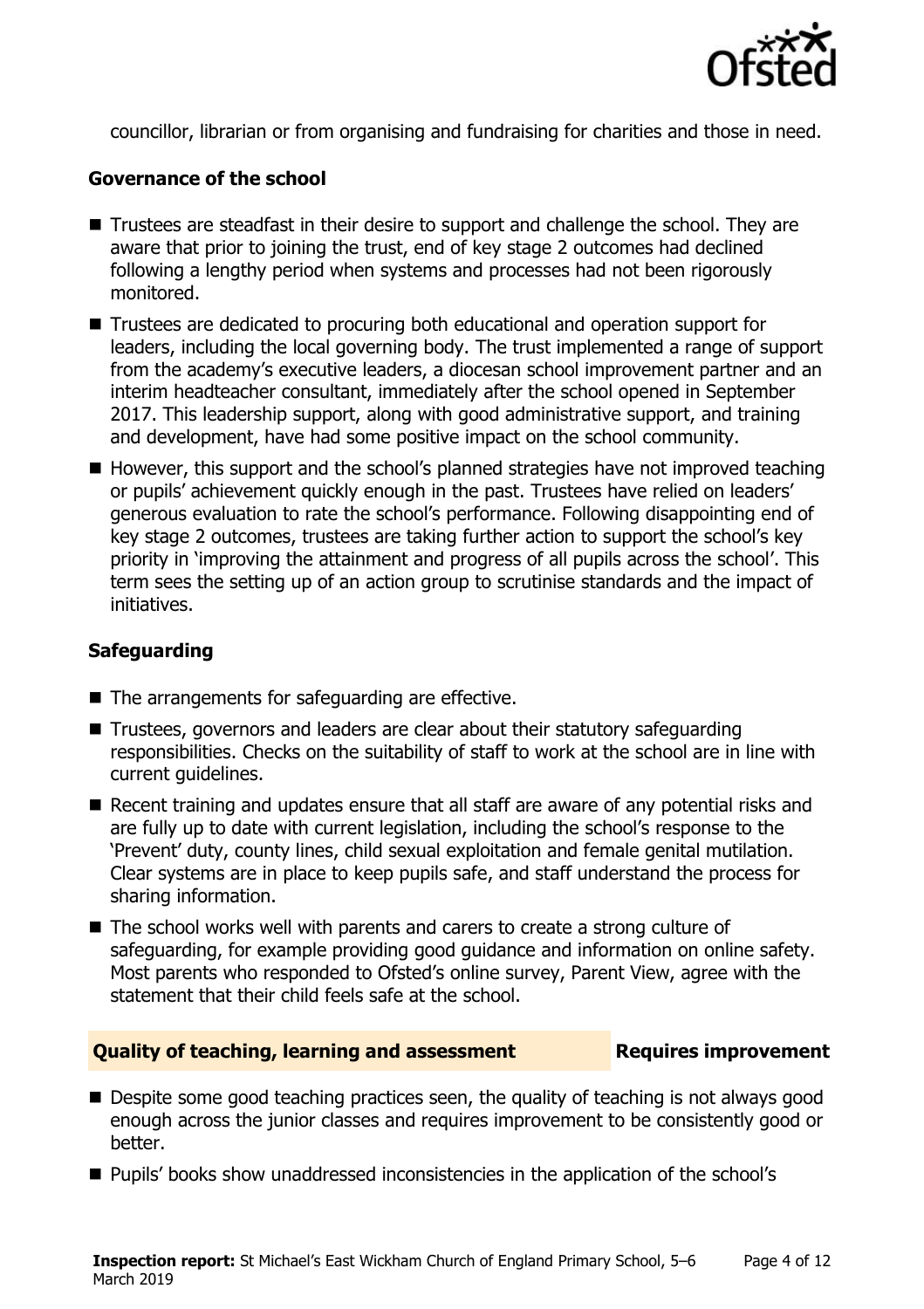councillor, librarian or from organising and fundraising for charities and those in need.

### Governance of the school

- Trustees are steadfast in their desire to support and challenge the school. They are aware that prior to joining the trust, end of key stage 2 outcomes had declined following a lengthy period when systems and processes had not been rigorously monitored.
- Trustees are dedicated to procuring both educational and operation support for leaders, including the local governing body. The trust implemented a range of support from the academy's executive leaders, a diocesan school improvement partner and an interim headteacher consultant, immediately after the school opened in September 2017. This leadership support, along with good administrative support, and training and development, have had some positive impact on the school community.
- However, this support and the school's planned strategies have not improved teaching or pupils' achievement quickly enough in the past. Trustees have relied on leaders' generous evaluation to rate the school's performance. Following disappointing end of key stage 2 outcomes, trustees are taking further action to support the school's key priority in 'improving the attainment and progress of all pupils across the school'. This term sees the setting up of an action group to scrutinise standards and the impact of initiatives.

### Safeguarding

- The arrangements for safeguarding are effective.
- Trustees, governors and leaders are clear about their statutory safeguarding responsibilities. Checks on the suitability of staff to work at the school are in line with current guidelines.
- Recent training and updates ensure that all staff are aware of any potential risks and are fully up to date with current legislation, including the school's response to the 'Prevent' duty, county lines, child sexual exploitation and female genital mutilation. Clear systems are in place to keep pupils safe, and staff understand the process for sharing information.
- The school works well with parents and carers to create a strong culture of safeguarding, for example providing good guidance and information on online safety. Most parents who responded to Ofsted's online survey, Parent View, agree with the statement that their child feels safe at the school.

### Quality of teaching, learning and assessment — Requires improvement

- Despite some good teaching practices seen, the quality of teaching is not always good enough across the junior classes and requires improvement to be consistently good or better.
- Pupils' books show unaddressed inconsistencies in the application of the school's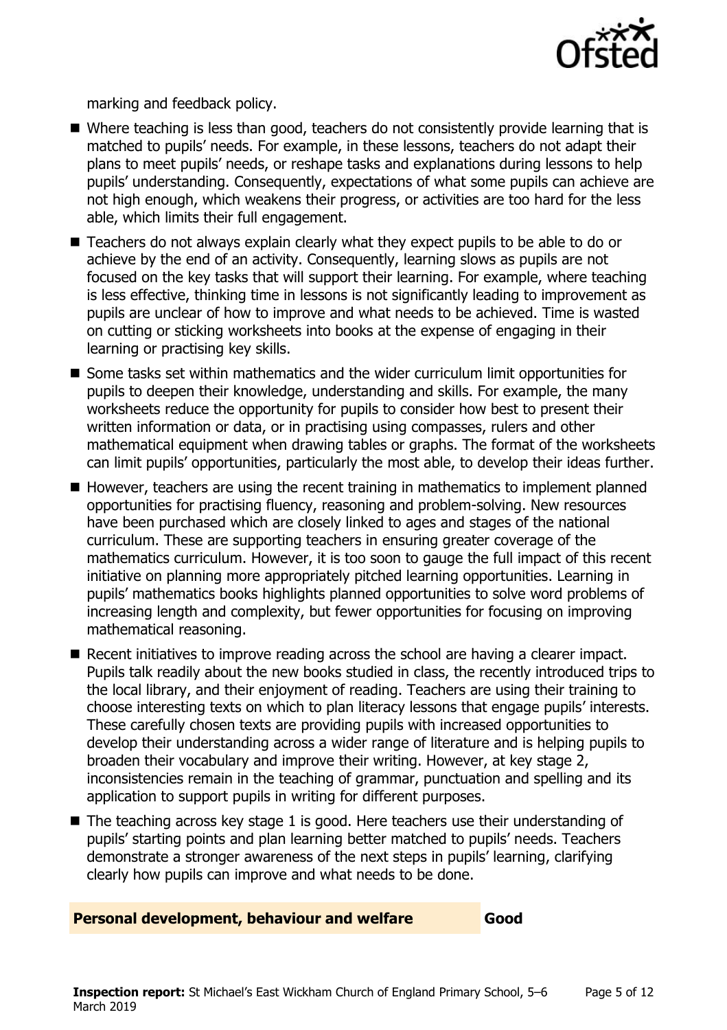marking and feedback policy.

- Where teaching is less than good, teachers do not consistently provide learning that is matched to pupils' needs. For example, in these lessons, teachers do not adapt their plans to meet pupils' needs, or reshape tasks and explanations during lessons to help pupils' understanding. Consequently, expectations of what some pupils can achieve are not high enough, which weakens their progress, or activities are too hard for the less able, which limits their full engagement.
- Teachers do not always explain clearly what they expect pupils to be able to do or achieve by the end of an activity. Consequently, learning slows as pupils are not focused on the key tasks that will support their learning. For example, where teaching is less effective, thinking time in lessons is not significantly leading to improvement as pupils are unclear of how to improve and what needs to be achieved. Time is wasted on cutting or sticking worksheets into books at the expense of engaging in their learning or practising key skills.
- Some tasks set within mathematics and the wider curriculum limit opportunities for pupils to deepen their knowledge, understanding and skills. For example, the many worksheets reduce the opportunity for pupils to consider how best to present their written information or data, or in practising using compasses, rulers and other mathematical equipment when drawing tables or graphs. The format of the worksheets can limit pupils' opportunities, particularly the most able, to develop their ideas further.
- However, teachers are using the recent training in mathematics to implement planned opportunities for practising fluency, reasoning and problem-solving. New resources have been purchased which are closely linked to ages and stages of the national curriculum. These are supporting teachers in ensuring greater coverage of the mathematics curriculum. However, it is too soon to gauge the full impact of this recent initiative on planning more appropriately pitched learning opportunities. Learning in pupils' mathematics books highlights planned opportunities to solve word problems of increasing length and complexity, but fewer opportunities for focusing on improving mathematical reasoning.
- Recent initiatives to improve reading across the school are having a clearer impact. Pupils talk readily about the new books studied in class, the recently introduced trips to the local library, and their enjoyment of reading. Teachers are using their training to choose interesting texts on which to plan literacy lessons that engage pupils' interests. These carefully chosen texts are providing pupils with increased opportunities to develop their understanding across a wider range of literature and is helping pupils to broaden their vocabulary and improve their writing. However, at key stage 2, inconsistencies remain in the teaching of grammar, punctuation and spelling and its application to support pupils in writing for different purposes.
- The teaching across key stage 1 is good. Here teachers use their understanding of pupils' starting points and plan learning better matched to pupils' needs. Teachers demonstrate a stronger awareness of the next steps in pupils' learning, clarifying clearly how pupils can improve and what needs to be done.

## Personal development, behaviour and welfare — Good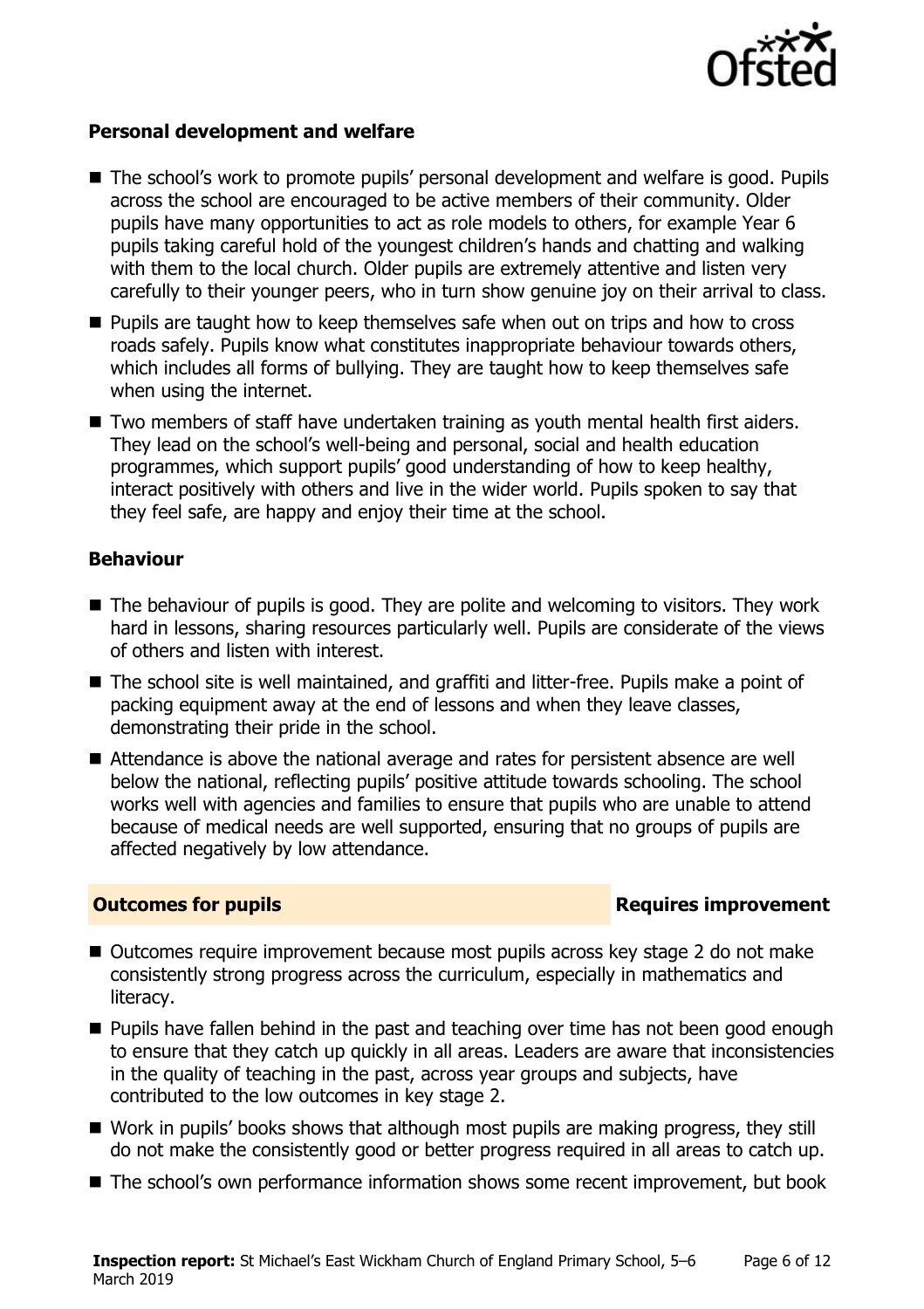### Personal development and welfare

- The school's work to promote pupils' personal development and welfare is good. Pupils across the school are encouraged to be active members of their community. Older pupils have many opportunities to act as role models to others, for example Year 6 pupils taking careful hold of the youngest children's hands and chatting and walking with them to the local church. Older pupils are extremely attentive and listen very carefully to their younger peers, who in turn show genuine joy on their arrival to class.
- Pupils are taught how to keep themselves safe when out on trips and how to cross roads safely. Pupils know what constitutes inappropriate behaviour towards others, which includes all forms of bullying. They are taught how to keep themselves safe when using the internet.
- Two members of staff have undertaken training as youth mental health first aiders. They lead on the school's well-being and personal, social and health education programmes, which support pupils' good understanding of how to keep healthy, interact positively with others and live in the wider world. Pupils spoken to say that they feel safe, are happy and enjoy their time at the school.

### Behaviour

- The behaviour of pupils is good. They are polite and welcoming to visitors. They work hard in lessons, sharing resources particularly well. Pupils are considerate of the views of others and listen with interest.
- The school site is well maintained, and graffiti and litter-free. Pupils make a point of packing equipment away at the end of lessons and when they leave classes, demonstrating their pride in the school.
- Attendance is above the national average and rates for persistent absence are well below the national, reflecting pupils' positive attitude towards schooling. The school works well with agencies and families to ensure that pupils who are unable to attend because of medical needs are well supported, ensuring that no groups of pupils are affected negatively by low attendance.

## Outcomes for pupils — Requires improvement

- Outcomes require improvement because most pupils across key stage 2 do not make consistently strong progress across the curriculum, especially in mathematics and literacy.
- Pupils have fallen behind in the past and teaching over time has not been good enough to ensure that they catch up quickly in all areas. Leaders are aware that inconsistencies in the quality of teaching in the past, across year groups and subjects, have contributed to the low outcomes in key stage 2.
- Work in pupils' books shows that although most pupils are making progress, they still do not make the consistently good or better progress required in all areas to catch up.
- The school's own performance information shows some recent improvement, but book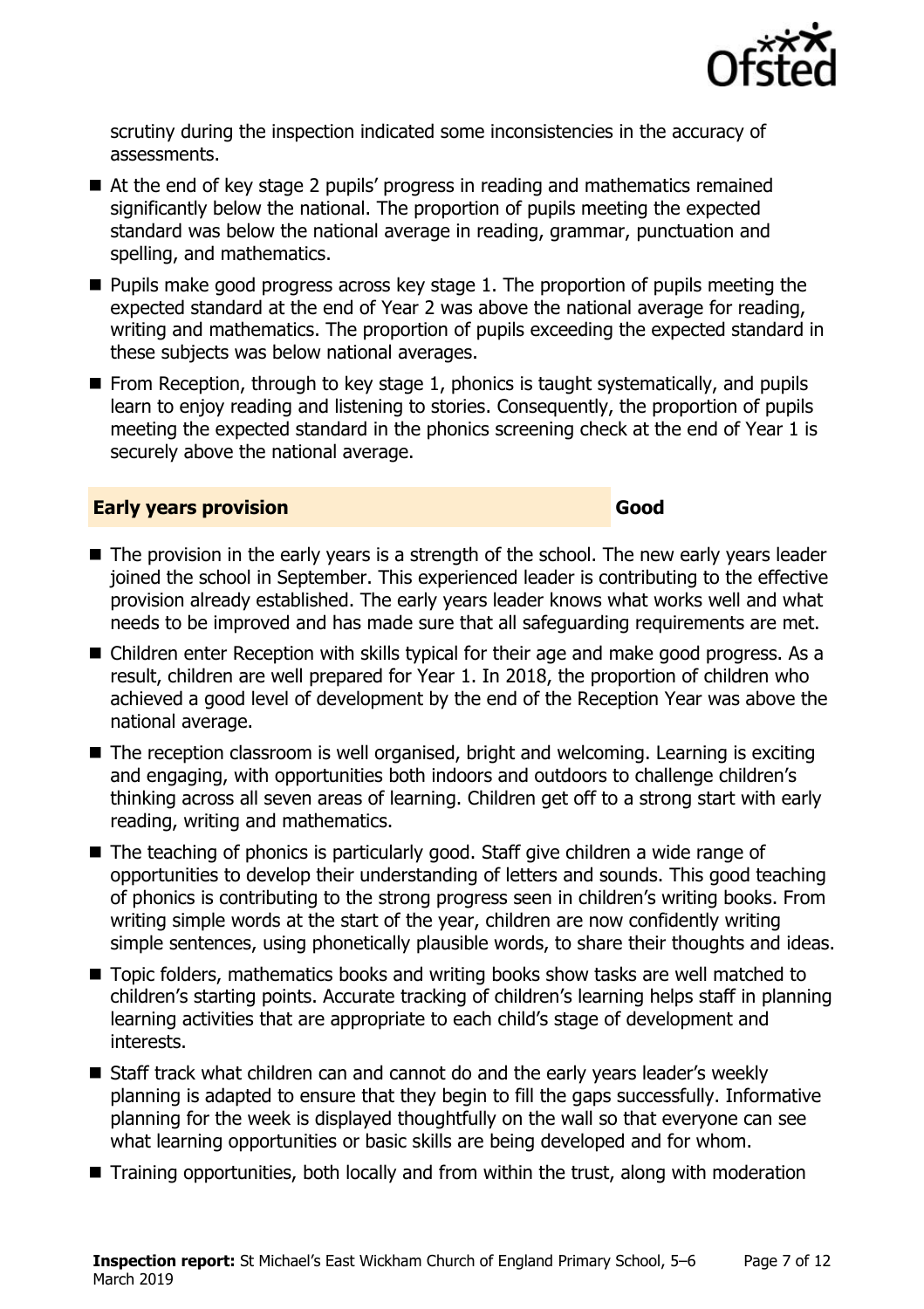scrutiny during the inspection indicated some inconsistencies in the accuracy of assessments.

- At the end of key stage 2 pupils' progress in reading and mathematics remained significantly below the national. The proportion of pupils meeting the expected standard was below the national average in reading, grammar, punctuation and spelling, and mathematics.
- Pupils make good progress across key stage 1. The proportion of pupils meeting the expected standard at the end of Year 2 was above the national average for reading, writing and mathematics. The proportion of pupils exceeding the expected standard in these subjects was below national averages.
- From Reception, through to key stage 1, phonics is taught systematically, and pupils learn to enjoy reading and listening to stories. Consequently, the proportion of pupils meeting the expected standard in the phonics screening check at the end of Year 1 is securely above the national average.

## Early years provision — Good

- The provision in the early years is a strength of the school. The new early years leader joined the school in September. This experienced leader is contributing to the effective provision already established. The early years leader knows what works well and what needs to be improved and has made sure that all safeguarding requirements are met.
- Children enter Reception with skills typical for their age and make good progress. As a result, children are well prepared for Year 1. In 2018, the proportion of children who achieved a good level of development by the end of the Reception Year was above the national average.
- The reception classroom is well organised, bright and welcoming. Learning is exciting and engaging, with opportunities both indoors and outdoors to challenge children's thinking across all seven areas of learning. Children get off to a strong start with early reading, writing and mathematics.
- The teaching of phonics is particularly good. Staff give children a wide range of opportunities to develop their understanding of letters and sounds. This good teaching of phonics is contributing to the strong progress seen in children's writing books. From writing simple words at the start of the year, children are now confidently writing simple sentences, using phonetically plausible words, to share their thoughts and ideas.
- Topic folders, mathematics books and writing books show tasks are well matched to children's starting points. Accurate tracking of children's learning helps staff in planning learning activities that are appropriate to each child's stage of development and interests.
- Staff track what children can and cannot do and the early years leader's weekly planning is adapted to ensure that they begin to fill the gaps successfully. Informative planning for the week is displayed thoughtfully on the wall so that everyone can see what learning opportunities or basic skills are being developed and for whom.
- Training opportunities, both locally and from within the trust, along with moderation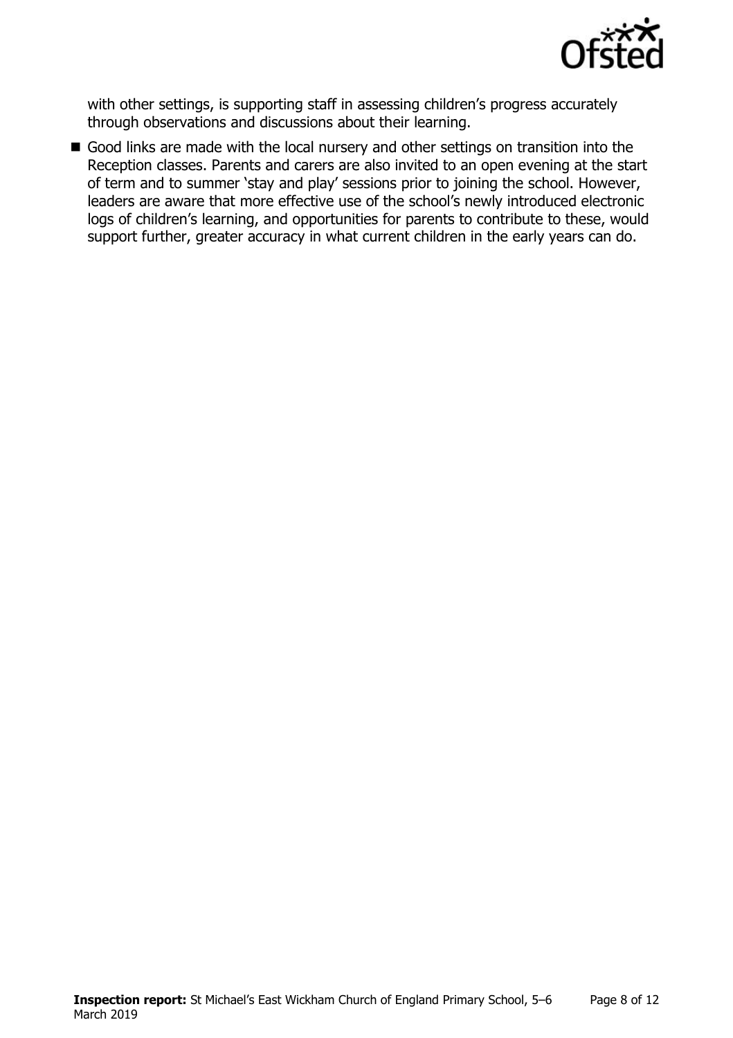with other settings, is supporting staff in assessing children's progress accurately through observations and discussions about their learning.

- Good links are made with the local nursery and other settings on transition into the Reception classes. Parents and carers are also invited to an open evening at the start of term and to summer 'stay and play' sessions prior to joining the school. However, leaders are aware that more effective use of the school's newly introduced electronic logs of children's learning, and opportunities for parents to contribute to these, would support further, greater accuracy in what current children in the early years can do.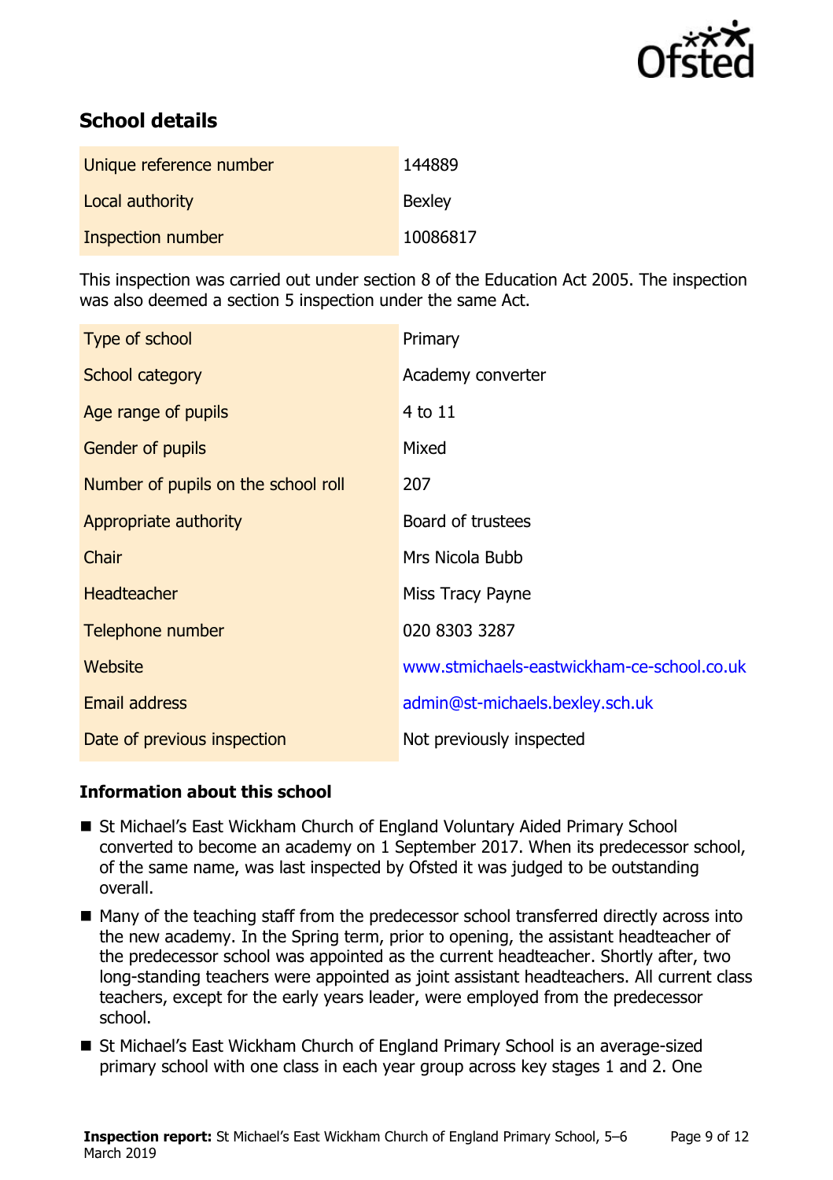## School details

| | |
|---|---|
| Unique reference number | 144889 |
| Local authority | Bexley |
| Inspection number | 10086817 |

This inspection was carried out under section 8 of the Education Act 2005. The inspection was also deemed a section 5 inspection under the same Act.

| | |
|---|---|
| Type of school | Primary |
| School category | Academy converter |
| Age range of pupils | 4 to 11 |
| Gender of pupils | Mixed |
| Number of pupils on the school roll | 207 |
| Appropriate authority | Board of trustees |
| Chair | Mrs Nicola Bubb |
| Headteacher | Miss Tracy Payne |
| Telephone number | 020 8303 3287 |
| Website | www.stmichaels-eastwickham-ce-school.co.uk |
| Email address | admin@st-michaels.bexley.sch.uk |
| Date of previous inspection | Not previously inspected |

### Information about this school

- St Michael's East Wickham Church of England Voluntary Aided Primary School converted to become an academy on 1 September 2017. When its predecessor school, of the same name, was last inspected by Ofsted it was judged to be outstanding overall.
- Many of the teaching staff from the predecessor school transferred directly across into the new academy. In the Spring term, prior to opening, the assistant headteacher of the predecessor school was appointed as the current headteacher. Shortly after, two long-standing teachers were appointed as joint assistant headteachers. All current class teachers, except for the early years leader, were employed from the predecessor school.
- St Michael's East Wickham Church of England Primary School is an average-sized primary school with one class in each year group across key stages 1 and 2. One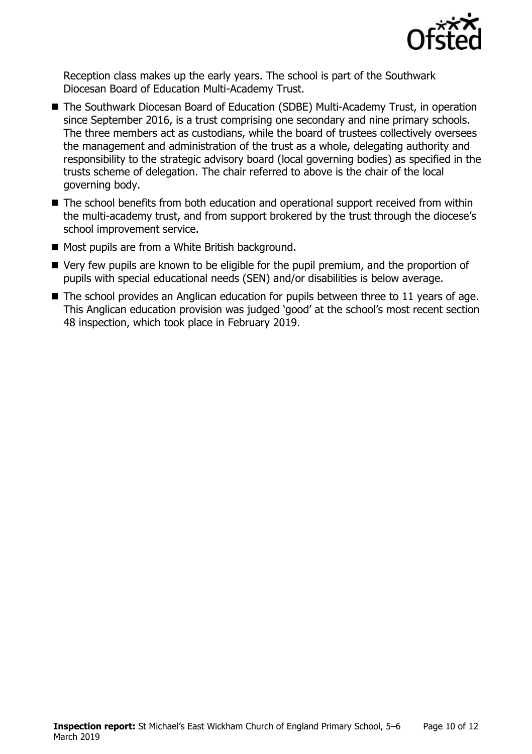Reception class makes up the early years. The school is part of the Southwark Diocesan Board of Education Multi-Academy Trust.

- The Southwark Diocesan Board of Education (SDBE) Multi-Academy Trust, in operation since September 2016, is a trust comprising one secondary and nine primary schools. The three members act as custodians, while the board of trustees collectively oversees the management and administration of the trust as a whole, delegating authority and responsibility to the strategic advisory board (local governing bodies) as specified in the trusts scheme of delegation. The chair referred to above is the chair of the local governing body.
- The school benefits from both education and operational support received from within the multi-academy trust, and from support brokered by the trust through the diocese's school improvement service.
- Most pupils are from a White British background.
- Very few pupils are known to be eligible for the pupil premium, and the proportion of pupils with special educational needs (SEN) and/or disabilities is below average.
- The school provides an Anglican education for pupils between three to 11 years of age. This Anglican education provision was judged 'good' at the school's most recent section 48 inspection, which took place in February 2019.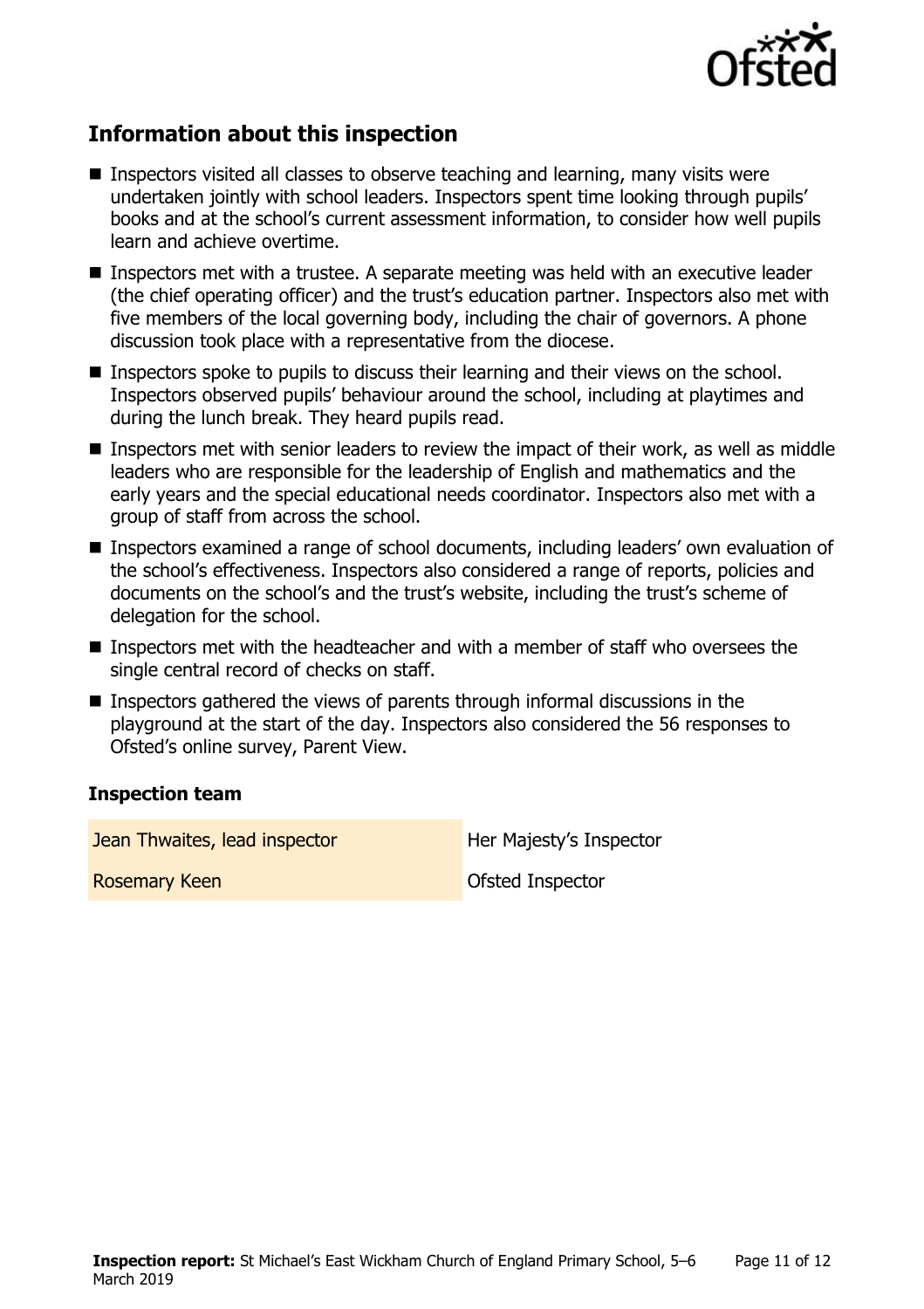## Information about this inspection

- Inspectors visited all classes to observe teaching and learning, many visits were undertaken jointly with school leaders. Inspectors spent time looking through pupils' books and at the school's current assessment information, to consider how well pupils learn and achieve overtime.
- Inspectors met with a trustee. A separate meeting was held with an executive leader (the chief operating officer) and the trust's education partner. Inspectors also met with five members of the local governing body, including the chair of governors. A phone discussion took place with a representative from the diocese.
- Inspectors spoke to pupils to discuss their learning and their views on the school. Inspectors observed pupils' behaviour around the school, including at playtimes and during the lunch break. They heard pupils read.
- Inspectors met with senior leaders to review the impact of their work, as well as middle leaders who are responsible for the leadership of English and mathematics and the early years and the special educational needs coordinator. Inspectors also met with a group of staff from across the school.
- Inspectors examined a range of school documents, including leaders' own evaluation of the school's effectiveness. Inspectors also considered a range of reports, policies and documents on the school's and the trust's website, including the trust's scheme of delegation for the school.
- Inspectors met with the headteacher and with a member of staff who oversees the single central record of checks on staff.
- Inspectors gathered the views of parents through informal discussions in the playground at the start of the day. Inspectors also considered the 56 responses to Ofsted's online survey, Parent View.

### Inspection team

| | |
|---|---|
| Jean Thwaites, lead inspector | Her Majesty's Inspector |
| Rosemary Keen | Ofsted Inspector |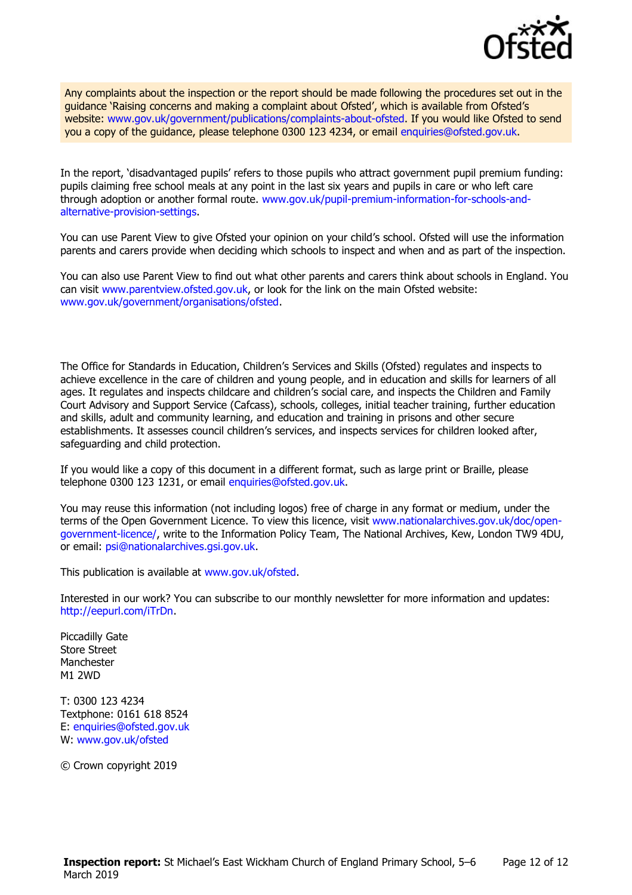Any complaints about the inspection or the report should be made following the procedures set out in the guidance 'Raising concerns and making a complaint about Ofsted', which is available from Ofsted's website: www.gov.uk/government/publications/complaints-about-ofsted. If you would like Ofsted to send you a copy of the guidance, please telephone 0300 123 4234, or email enquiries@ofsted.gov.uk.

In the report, 'disadvantaged pupils' refers to those pupils who attract government pupil premium funding: pupils claiming free school meals at any point in the last six years and pupils in care or who left care through adoption or another formal route. www.gov.uk/pupil-premium-information-for-schools-and-alternative-provision-settings.

You can use Parent View to give Ofsted your opinion on your child's school. Ofsted will use the information parents and carers provide when deciding which schools to inspect and when and as part of the inspection.

You can also use Parent View to find out what other parents and carers think about schools in England. You can visit www.parentview.ofsted.gov.uk, or look for the link on the main Ofsted website: www.gov.uk/government/organisations/ofsted.

The Office for Standards in Education, Children's Services and Skills (Ofsted) regulates and inspects to achieve excellence in the care of children and young people, and in education and skills for learners of all ages. It regulates and inspects childcare and children's social care, and inspects the Children and Family Court Advisory and Support Service (Cafcass), schools, colleges, initial teacher training, further education and skills, adult and community learning, and education and training in prisons and other secure establishments. It assesses council children's services, and inspects services for children looked after, safeguarding and child protection.

If you would like a copy of this document in a different format, such as large print or Braille, please telephone 0300 123 1231, or email enquiries@ofsted.gov.uk.

You may reuse this information (not including logos) free of charge in any format or medium, under the terms of the Open Government Licence. To view this licence, visit www.nationalarchives.gov.uk/doc/open-government-licence/, write to the Information Policy Team, The National Archives, Kew, London TW9 4DU, or email: psi@nationalarchives.gsi.gov.uk.

This publication is available at www.gov.uk/ofsted.

Interested in our work? You can subscribe to our monthly newsletter for more information and updates: http://eepurl.com/iTrDn.

Piccadilly Gate
Store Street
Manchester
M1 2WD

T: 0300 123 4234
Textphone: 0161 618 8524
E: enquiries@ofsted.gov.uk
W: www.gov.uk/ofsted

© Crown copyright 2019